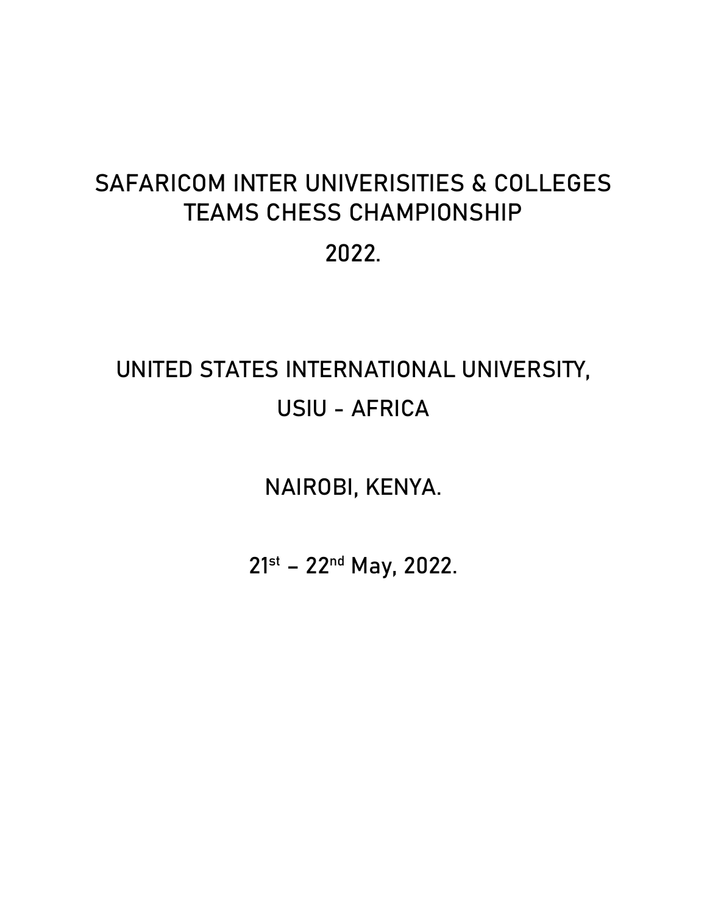# SAFARICOM INTER UNIVERISITIES & COLLEGES TEAMS CHESS CHAMPIONSHIP

# 2022.

## UNITED STATES INTERNATIONAL UNIVERSITY,

## USIU - AFRICA

## NAIROBI, KENYA.

## 21st – 22nd May, 2022.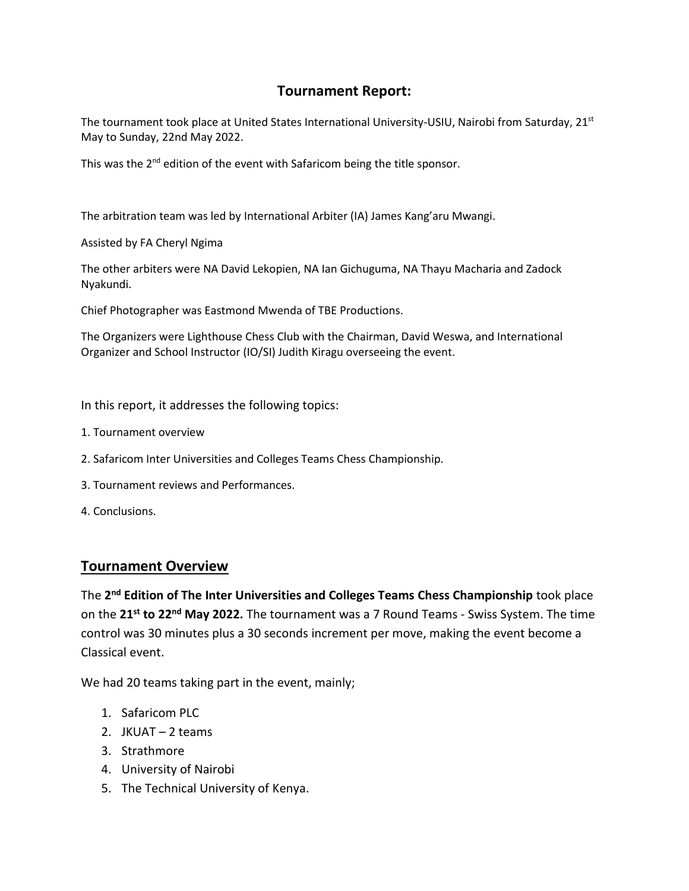## Tournament Report:

The tournament took place at United States International University-USIU, Nairobi from Saturday, 21st May to Sunday, 22nd May 2022.

This was the 2nd edition of the event with Safaricom being the title sponsor.

The arbitration team was led by International Arbiter (IA) James Kang'aru Mwangi.

Assisted by FA Cheryl Ngima

The other arbiters were NA David Lekopien, NA Ian Gichuguma, NA Thayu Macharia and Zadock Nyakundi.

Chief Photographer was Eastmond Mwenda of TBE Productions.

The Organizers were Lighthouse Chess Club with the Chairman, David Weswa, and International Organizer and School Instructor (IO/SI) Judith Kiragu overseeing the event.

In this report, it addresses the following topics:

1. Tournament overview
2. Safaricom Inter Universities and Colleges Teams Chess Championship.
3. Tournament reviews and Performances.
4. Conclusions.

## Tournament Overview

The **2nd Edition of The Inter Universities and Colleges Teams Chess Championship** took place on the **21st to 22nd May 2022.** The tournament was a 7 Round Teams - Swiss System. The time control was 30 minutes plus a 30 seconds increment per move, making the event become a Classical event.

We had 20 teams taking part in the event, mainly;

1. Safaricom PLC
2. JKUAT – 2 teams
3. Strathmore
4. University of Nairobi
5. The Technical University of Kenya.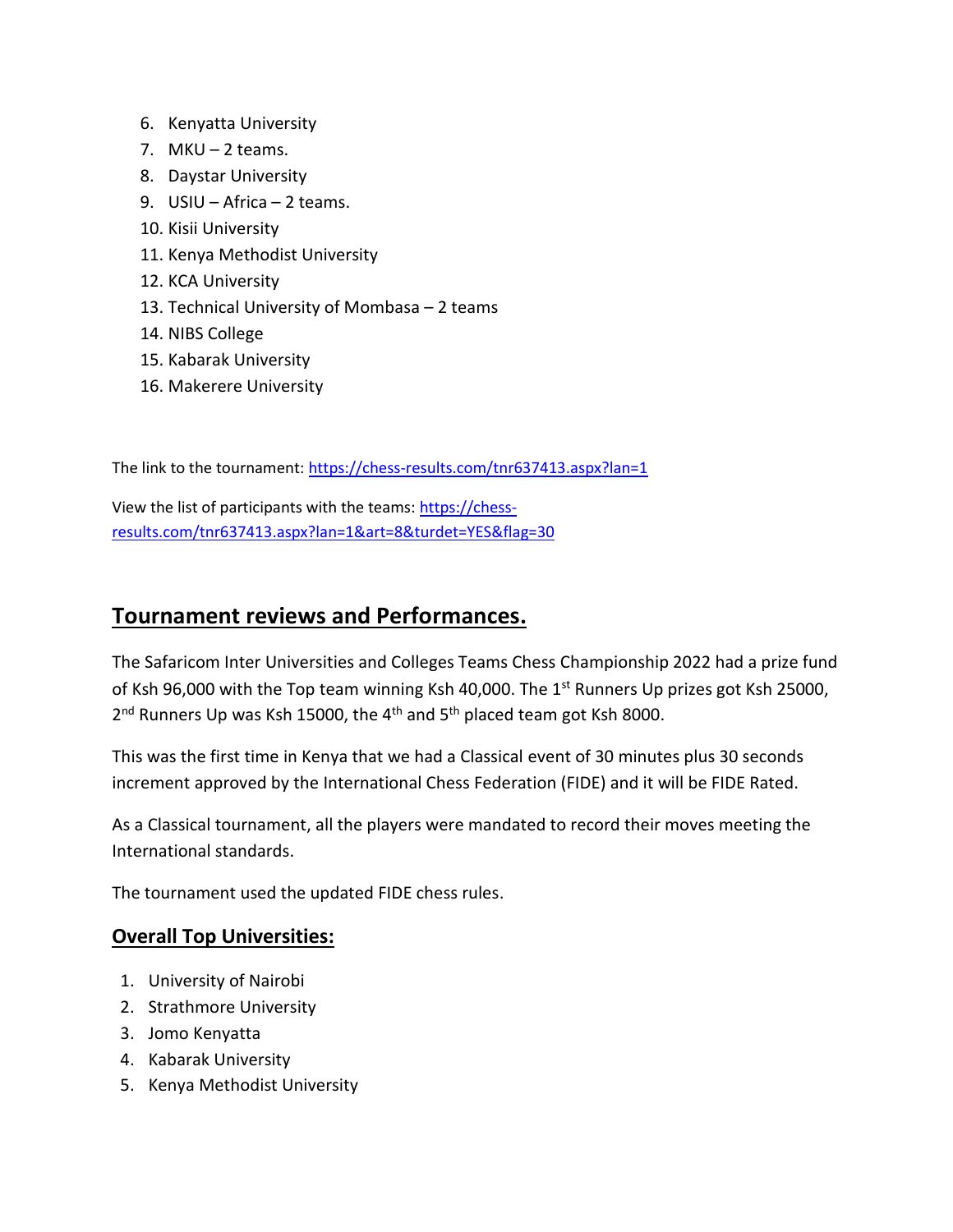6. Kenyatta University
7. MKU – 2 teams.
8. Daystar University
9. USIU – Africa – 2 teams.
10. Kisii University
11. Kenya Methodist University
12. KCA University
13. Technical University of Mombasa – 2 teams
14. NIBS College
15. Kabarak University
16. Makerere University

The link to the tournament: [https://chess-results.com/tnr637413.aspx?lan=1](https://chess-results.com/tnr637413.aspx?lan=1)

View the list of participants with the teams: [https://chess-results.com/tnr637413.aspx?lan=1&art=8&turdet=YES&flag=30](https://chess-results.com/tnr637413.aspx?lan=1&art=8&turdet=YES&flag=30)

## Tournament reviews and Performances.

The Safaricom Inter Universities and Colleges Teams Chess Championship 2022 had a prize fund of Ksh 96,000 with the Top team winning Ksh 40,000. The 1st Runners Up prizes got Ksh 25000, 2nd Runners Up was Ksh 15000, the 4th and 5th placed team got Ksh 8000.

This was the first time in Kenya that we had a Classical event of 30 minutes plus 30 seconds increment approved by the International Chess Federation (FIDE) and it will be FIDE Rated.

As a Classical tournament, all the players were mandated to record their moves meeting the International standards.

The tournament used the updated FIDE chess rules.

### Overall Top Universities:

1. University of Nairobi
2. Strathmore University
3. Jomo Kenyatta
4. Kabarak University
5. Kenya Methodist University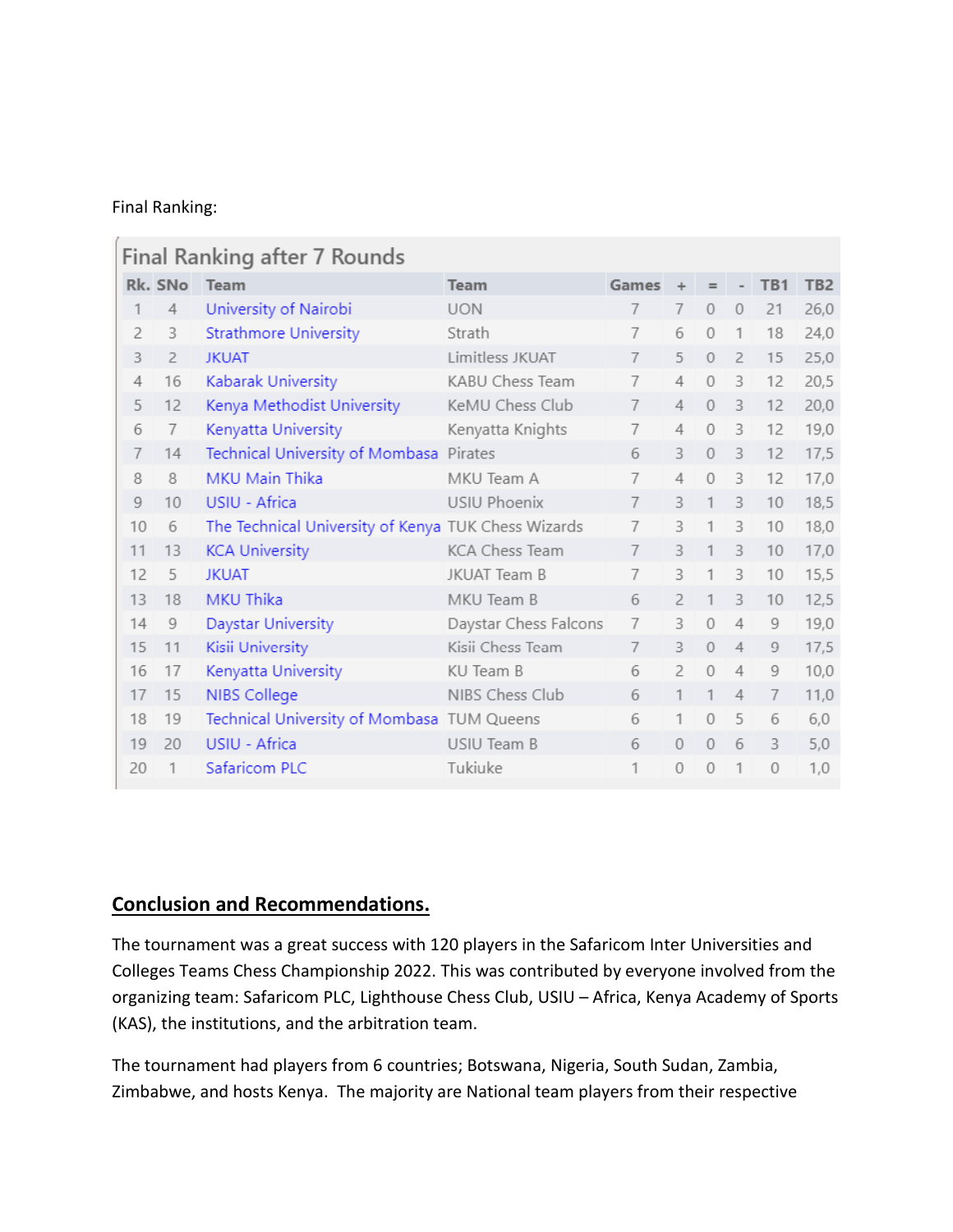Final Ranking:

Final Ranking after 7 Rounds

| Rk. | SNo | Team | Team | Games | + | = | - | TB1 | TB2 |
|---|---|---|---|---|---|---|---|---|---|
| 1 | 4 | University of Nairobi | UON | 7 | 7 | 0 | 0 | 21 | 26,0 |
| 2 | 3 | Strathmore University | Strath | 7 | 6 | 0 | 1 | 18 | 24,0 |
| 3 | 2 | JKUAT | Limitless JKUAT | 7 | 5 | 0 | 2 | 15 | 25,0 |
| 4 | 16 | Kabarak University | KABU Chess Team | 7 | 4 | 0 | 3 | 12 | 20,5 |
| 5 | 12 | Kenya Methodist University | KeMU Chess Club | 7 | 4 | 0 | 3 | 12 | 20,0 |
| 6 | 7 | Kenyatta University | Kenyatta Knights | 7 | 4 | 0 | 3 | 12 | 19,0 |
| 7 | 14 | Technical University of Mombasa | Pirates | 6 | 3 | 0 | 3 | 12 | 17,5 |
| 8 | 8 | MKU Main Thika | MKU Team A | 7 | 4 | 0 | 3 | 12 | 17,0 |
| 9 | 10 | USIU - Africa | USIU Phoenix | 7 | 3 | 1 | 3 | 10 | 18,5 |
| 10 | 6 | The Technical University of Kenya | TUK Chess Wizards | 7 | 3 | 1 | 3 | 10 | 18,0 |
| 11 | 13 | KCA University | KCA Chess Team | 7 | 3 | 1 | 3 | 10 | 17,0 |
| 12 | 5 | JKUAT | JKUAT Team B | 7 | 3 | 1 | 3 | 10 | 15,5 |
| 13 | 18 | MKU Thika | MKU Team B | 6 | 2 | 1 | 3 | 10 | 12,5 |
| 14 | 9 | Daystar University | Daystar Chess Falcons | 7 | 3 | 0 | 4 | 9 | 19,0 |
| 15 | 11 | Kisii University | Kisii Chess Team | 7 | 3 | 0 | 4 | 9 | 17,5 |
| 16 | 17 | Kenyatta University | KU Team B | 6 | 2 | 0 | 4 | 9 | 10,0 |
| 17 | 15 | NIBS College | NIBS Chess Club | 6 | 1 | 1 | 4 | 7 | 11,0 |
| 18 | 19 | Technical University of Mombasa | TUM Queens | 6 | 1 | 0 | 5 | 6 | 6,0 |
| 19 | 20 | USIU - Africa | USIU Team B | 6 | 0 | 0 | 6 | 3 | 5,0 |
| 20 | 1 | Safaricom PLC | Tukiuke | 1 | 0 | 0 | 1 | 0 | 1,0 |

## **Conclusion and Recommendations.**

The tournament was a great success with 120 players in the Safaricom Inter Universities and Colleges Teams Chess Championship 2022. This was contributed by everyone involved from the organizing team: Safaricom PLC, Lighthouse Chess Club, USIU – Africa, Kenya Academy of Sports (KAS), the institutions, and the arbitration team.

The tournament had players from 6 countries; Botswana, Nigeria, South Sudan, Zambia, Zimbabwe, and hosts Kenya. The majority are National team players from their respective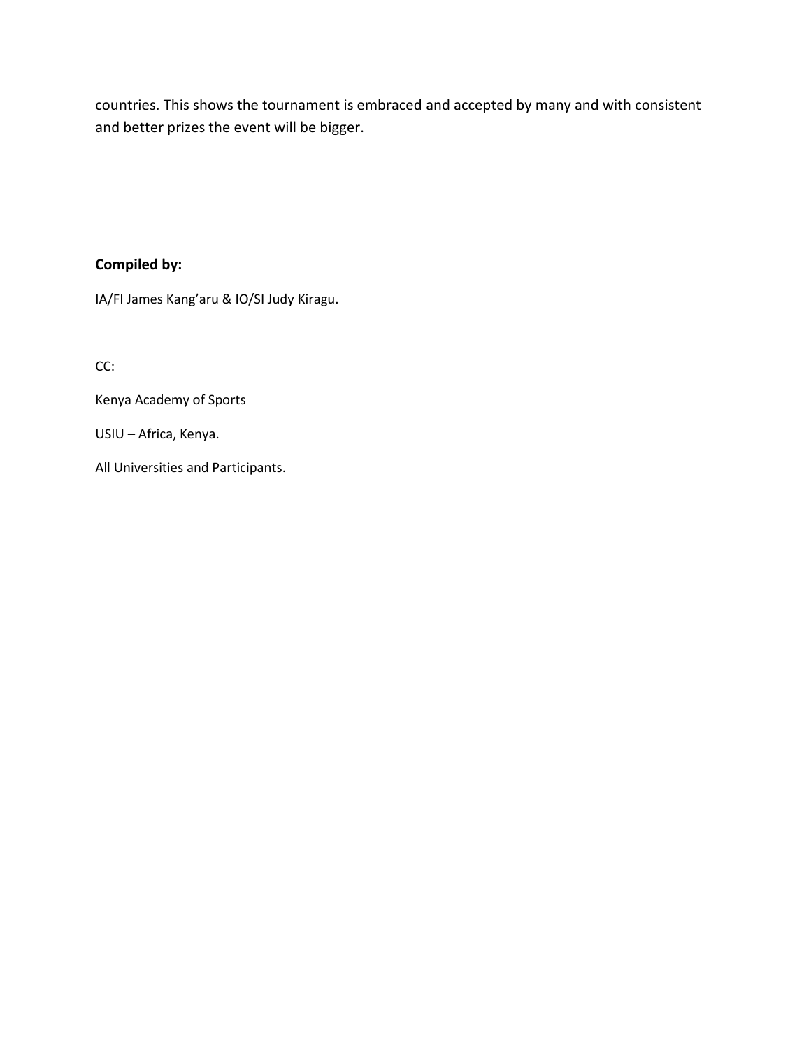countries. This shows the tournament is embraced and accepted by many and with consistent and better prizes the event will be bigger.

**Compiled by:**

IA/FI James Kang'aru & IO/SI Judy Kiragu.

CC:

Kenya Academy of Sports

USIU – Africa, Kenya.

All Universities and Participants.